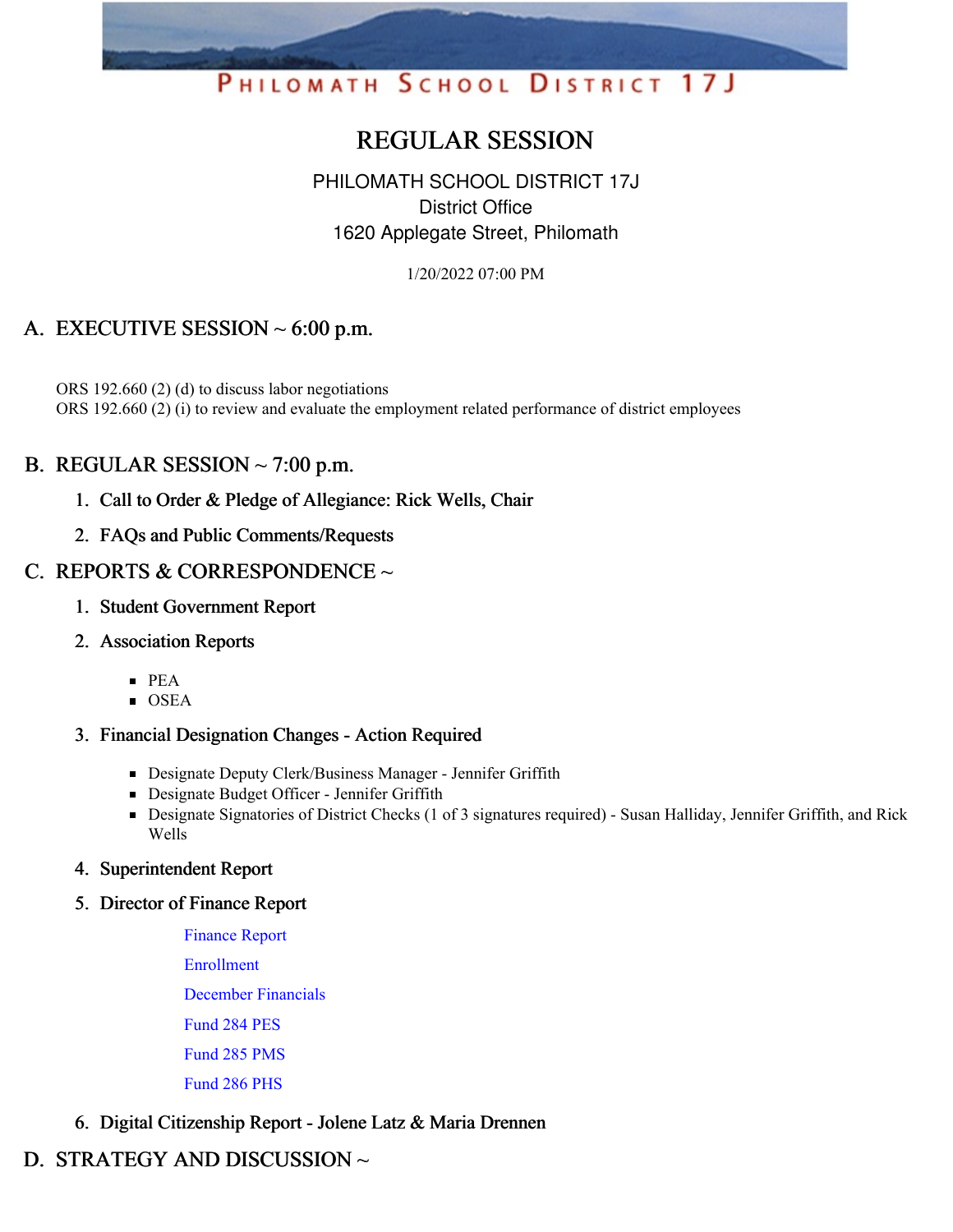PHILOMATH SCHOOL DISTRICT 17J

# REGULAR SESSION

PHILOMATH SCHOOL DISTRICT 17J
District Office
1620 Applegate Street, Philomath

1/20/2022 07:00 PM

## A. EXECUTIVE SESSION ~ 6:00 p.m.

ORS 192.660 (2) (d) to discuss labor negotiations
ORS 192.660 (2) (i) to review and evaluate the employment related performance of district employees

## B. REGULAR SESSION ~ 7:00 p.m.

### 1. Call to Order & Pledge of Allegiance: Rick Wells, Chair

### 2. FAQs and Public Comments/Requests

## C. REPORTS & CORRESPONDENCE ~

### 1. Student Government Report

### 2. Association Reports

- PEA
- OSEA

### 3. Financial Designation Changes - Action Required

- Designate Deputy Clerk/Business Manager - Jennifer Griffith
- Designate Budget Officer - Jennifer Griffith
- Designate Signatories of District Checks (1 of 3 signatures required) - Susan Halliday, Jennifer Griffith, and Rick Wells

### 4. Superintendent Report

### 5. Director of Finance Report

Finance Report

Enrollment

December Financials

Fund 284 PES

Fund 285 PMS

Fund 286 PHS

### 6. Digital Citizenship Report - Jolene Latz & Maria Drennen

## D. STRATEGY AND DISCUSSION ~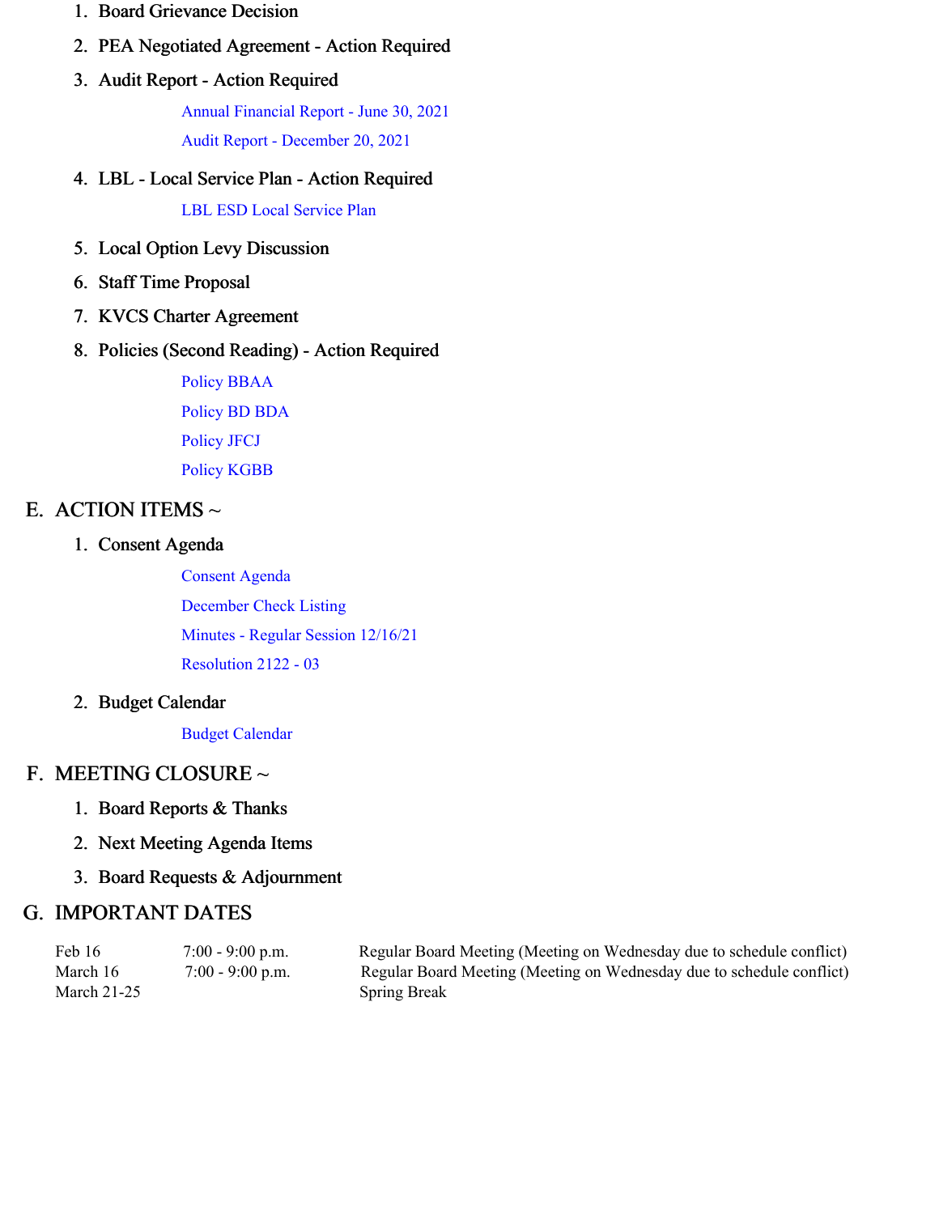1. Board Grievance Decision
2. PEA Negotiated Agreement - Action Required
3. Audit Report - Action Required

    Annual Financial Report - June 30, 2021

    Audit Report - December 20, 2021

4. LBL - Local Service Plan - Action Required

    LBL ESD Local Service Plan

5. Local Option Levy Discussion
6. Staff Time Proposal
7. KVCS Charter Agreement
8. Policies (Second Reading) - Action Required

    Policy BBAA

    Policy BD BDA

    Policy JFCJ

    Policy KGBB

## E. ACTION ITEMS ~

1. Consent Agenda

    Consent Agenda

    December Check Listing

    Minutes - Regular Session 12/16/21

    Resolution 2122 - 03

2. Budget Calendar

    Budget Calendar

## F. MEETING CLOSURE ~

1. Board Reports & Thanks
2. Next Meeting Agenda Items
3. Board Requests & Adjournment

## G. IMPORTANT DATES

| | | |
|---|---|---|
| Feb 16 | 7:00 - 9:00 p.m. | Regular Board Meeting (Meeting on Wednesday due to schedule conflict) |
| March 16 | 7:00 - 9:00 p.m. | Regular Board Meeting (Meeting on Wednesday due to schedule conflict) |
| March 21-25 | | Spring Break |